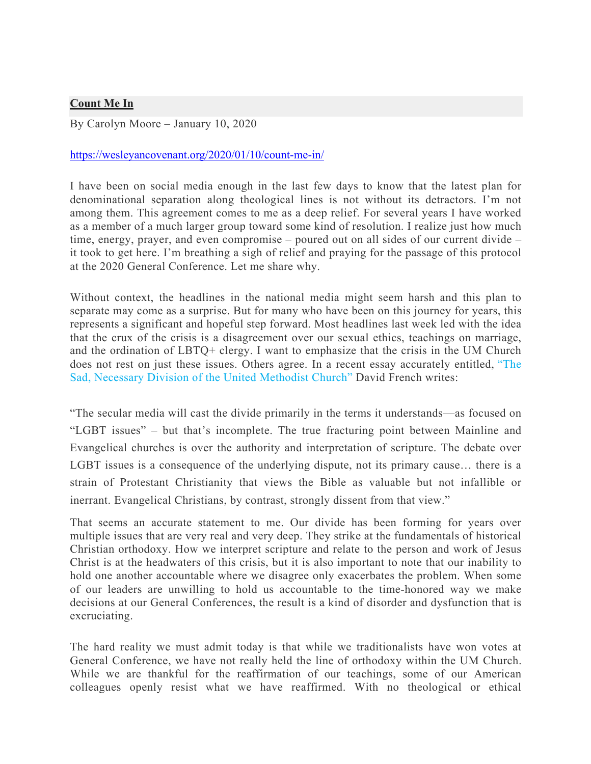## **Count Me In**

By Carolyn Moore – January 10, 2020

https://wesleyancovenant.org/2020/01/10/count-me-in/

I have been on social media enough in the last few days to know that the latest plan for denominational separation along theological lines is not without its detractors. I'm not among them. This agreement comes to me as a deep relief. For several years I have worked as a member of a much larger group toward some kind of resolution. I realize just how much time, energy, prayer, and even compromise – poured out on all sides of our current divide – it took to get here. I'm breathing a sigh of relief and praying for the passage of this protocol at the 2020 General Conference. Let me share why.

Without context, the headlines in the national media might seem harsh and this plan to separate may come as a surprise. But for many who have been on this journey for years, this represents a significant and hopeful step forward. Most headlines last week led with the idea that the crux of the crisis is a disagreement over our sexual ethics, teachings on marriage, and the ordination of LBTQ+ clergy. I want to emphasize that the crisis in the UM Church does not rest on just these issues. Others agree. In a recent essay accurately entitled, "The Sad, Necessary Division of the United Methodist Church" David French writes:

"The secular media will cast the divide primarily in the terms it understands—as focused on "LGBT issues" – but that's incomplete. The true fracturing point between Mainline and Evangelical churches is over the authority and interpretation of scripture. The debate over LGBT issues is a consequence of the underlying dispute, not its primary cause… there is a strain of Protestant Christianity that views the Bible as valuable but not infallible or inerrant. Evangelical Christians, by contrast, strongly dissent from that view."

That seems an accurate statement to me. Our divide has been forming for years over multiple issues that are very real and very deep. They strike at the fundamentals of historical Christian orthodoxy. How we interpret scripture and relate to the person and work of Jesus Christ is at the headwaters of this crisis, but it is also important to note that our inability to hold one another accountable where we disagree only exacerbates the problem. When some of our leaders are unwilling to hold us accountable to the time-honored way we make decisions at our General Conferences, the result is a kind of disorder and dysfunction that is excruciating.

The hard reality we must admit today is that while we traditionalists have won votes at General Conference, we have not really held the line of orthodoxy within the UM Church. While we are thankful for the reaffirmation of our teachings, some of our American colleagues openly resist what we have reaffirmed. With no theological or ethical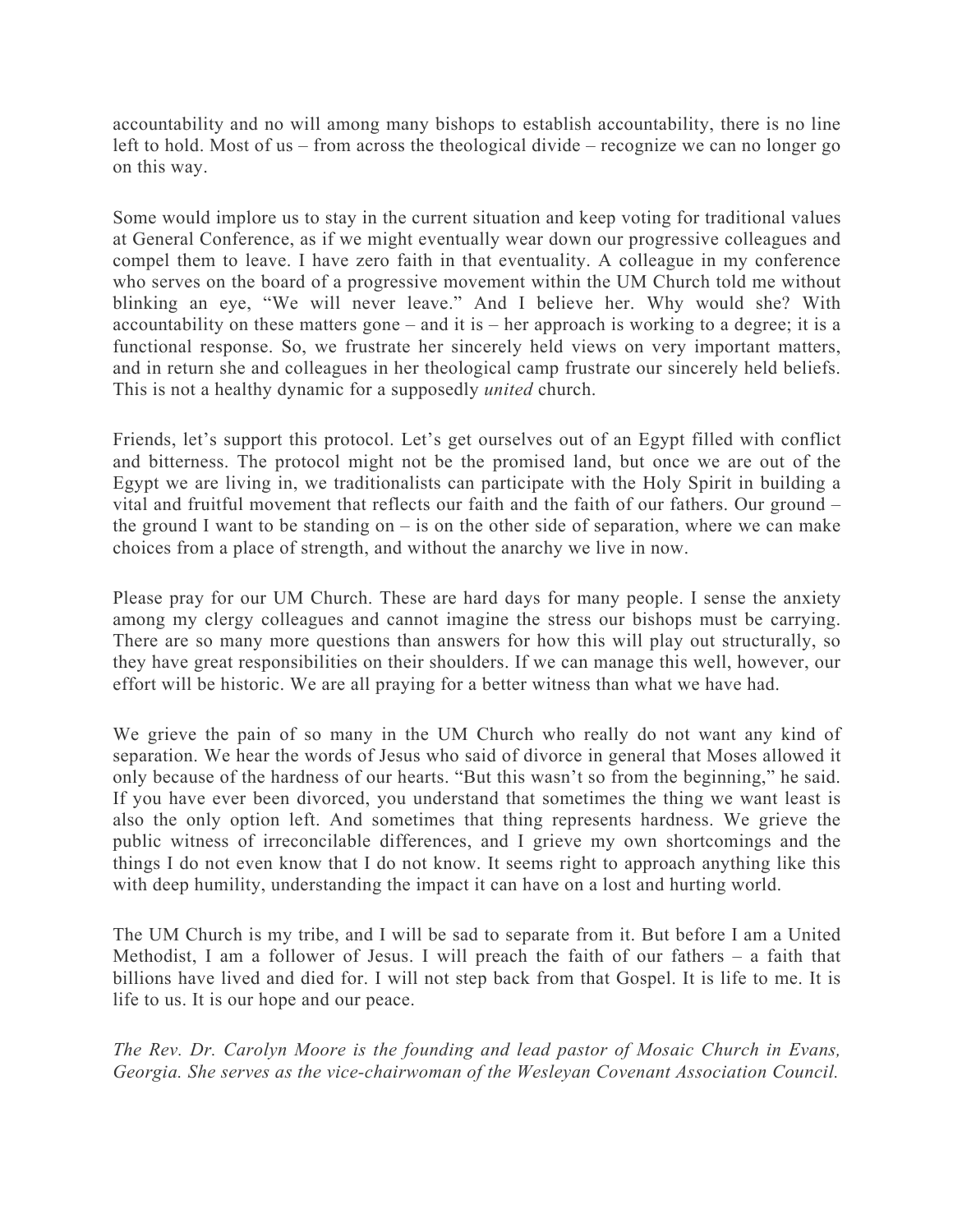accountability and no will among many bishops to establish accountability, there is no line left to hold. Most of us – from across the theological divide – recognize we can no longer go on this way.

Some would implore us to stay in the current situation and keep voting for traditional values at General Conference, as if we might eventually wear down our progressive colleagues and compel them to leave. I have zero faith in that eventuality. A colleague in my conference who serves on the board of a progressive movement within the UM Church told me without blinking an eye, "We will never leave." And I believe her. Why would she? With accountability on these matters gone – and it is – her approach is working to a degree; it is a functional response. So, we frustrate her sincerely held views on very important matters, and in return she and colleagues in her theological camp frustrate our sincerely held beliefs. This is not a healthy dynamic for a supposedly *united* church.

Friends, let's support this protocol. Let's get ourselves out of an Egypt filled with conflict and bitterness. The protocol might not be the promised land, but once we are out of the Egypt we are living in, we traditionalists can participate with the Holy Spirit in building a vital and fruitful movement that reflects our faith and the faith of our fathers. Our ground – the ground I want to be standing on – is on the other side of separation, where we can make choices from a place of strength, and without the anarchy we live in now.

Please pray for our UM Church. These are hard days for many people. I sense the anxiety among my clergy colleagues and cannot imagine the stress our bishops must be carrying. There are so many more questions than answers for how this will play out structurally, so they have great responsibilities on their shoulders. If we can manage this well, however, our effort will be historic. We are all praying for a better witness than what we have had.

We grieve the pain of so many in the UM Church who really do not want any kind of separation. We hear the words of Jesus who said of divorce in general that Moses allowed it only because of the hardness of our hearts. "But this wasn't so from the beginning," he said. If you have ever been divorced, you understand that sometimes the thing we want least is also the only option left. And sometimes that thing represents hardness. We grieve the public witness of irreconcilable differences, and I grieve my own shortcomings and the things I do not even know that I do not know. It seems right to approach anything like this with deep humility, understanding the impact it can have on a lost and hurting world.

The UM Church is my tribe, and I will be sad to separate from it. But before I am a United Methodist, I am a follower of Jesus. I will preach the faith of our fathers – a faith that billions have lived and died for. I will not step back from that Gospel. It is life to me. It is life to us. It is our hope and our peace.

*The Rev. Dr. Carolyn Moore is the founding and lead pastor of Mosaic Church in Evans, Georgia. She serves as the vice-chairwoman of the Wesleyan Covenant Association Council.*